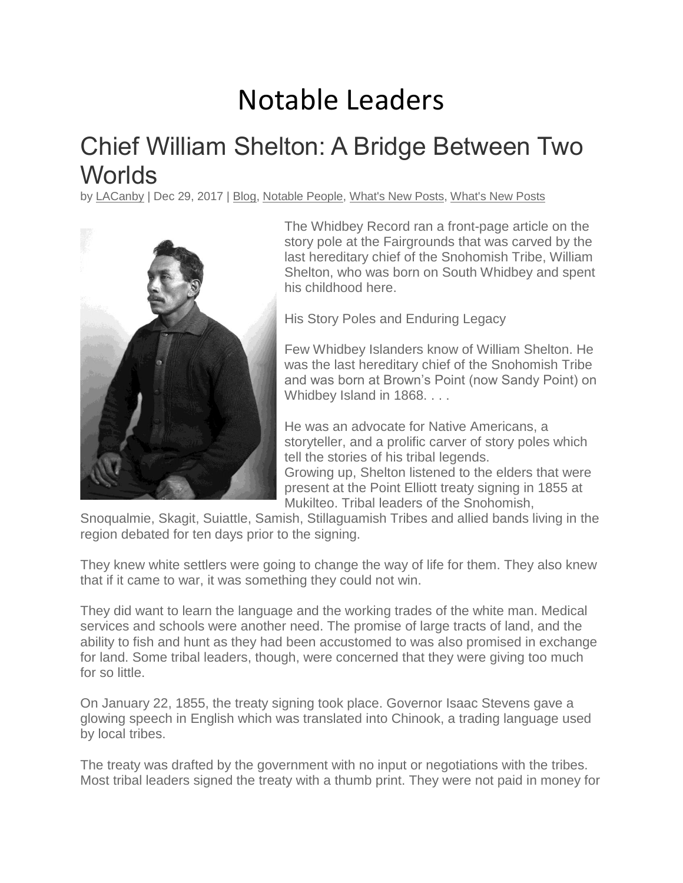# Notable Leaders

## Chief William Shelton: A Bridge Between Two Worlds

by LACanby | Dec 29, 2017 | Blog, Notable People, What's New Posts, What's New Posts

The Whidbey Record ran a front-page article on the story pole at the Fairgrounds that was carved by the last hereditary chief of the Snohomish Tribe, William Shelton, who was born on South Whidbey and spent his childhood here.

His Story Poles and Enduring Legacy

Few Whidbey Islanders know of William Shelton. He was the last hereditary chief of the Snohomish Tribe and was born at Brown's Point (now Sandy Point) on Whidbey Island in 1868. . . .

He was an advocate for Native Americans, a storyteller, and a prolific carver of story poles which tell the stories of his tribal legends.
Growing up, Shelton listened to the elders that were present at the Point Elliott treaty signing in 1855 at Mukilteo. Tribal leaders of the Snohomish, Snoqualmie, Skagit, Suiattle, Samish, Stillaguamish Tribes and allied bands living in the region debated for ten days prior to the signing.

They knew white settlers were going to change the way of life for them. They also knew that if it came to war, it was something they could not win.

They did want to learn the language and the working trades of the white man. Medical services and schools were another need. The promise of large tracts of land, and the ability to fish and hunt as they had been accustomed to was also promised in exchange for land. Some tribal leaders, though, were concerned that they were giving too much for so little.

On January 22, 1855, the treaty signing took place. Governor Isaac Stevens gave a glowing speech in English which was translated into Chinook, a trading language used by local tribes.

The treaty was drafted by the government with no input or negotiations with the tribes. Most tribal leaders signed the treaty with a thumb print. They were not paid in money for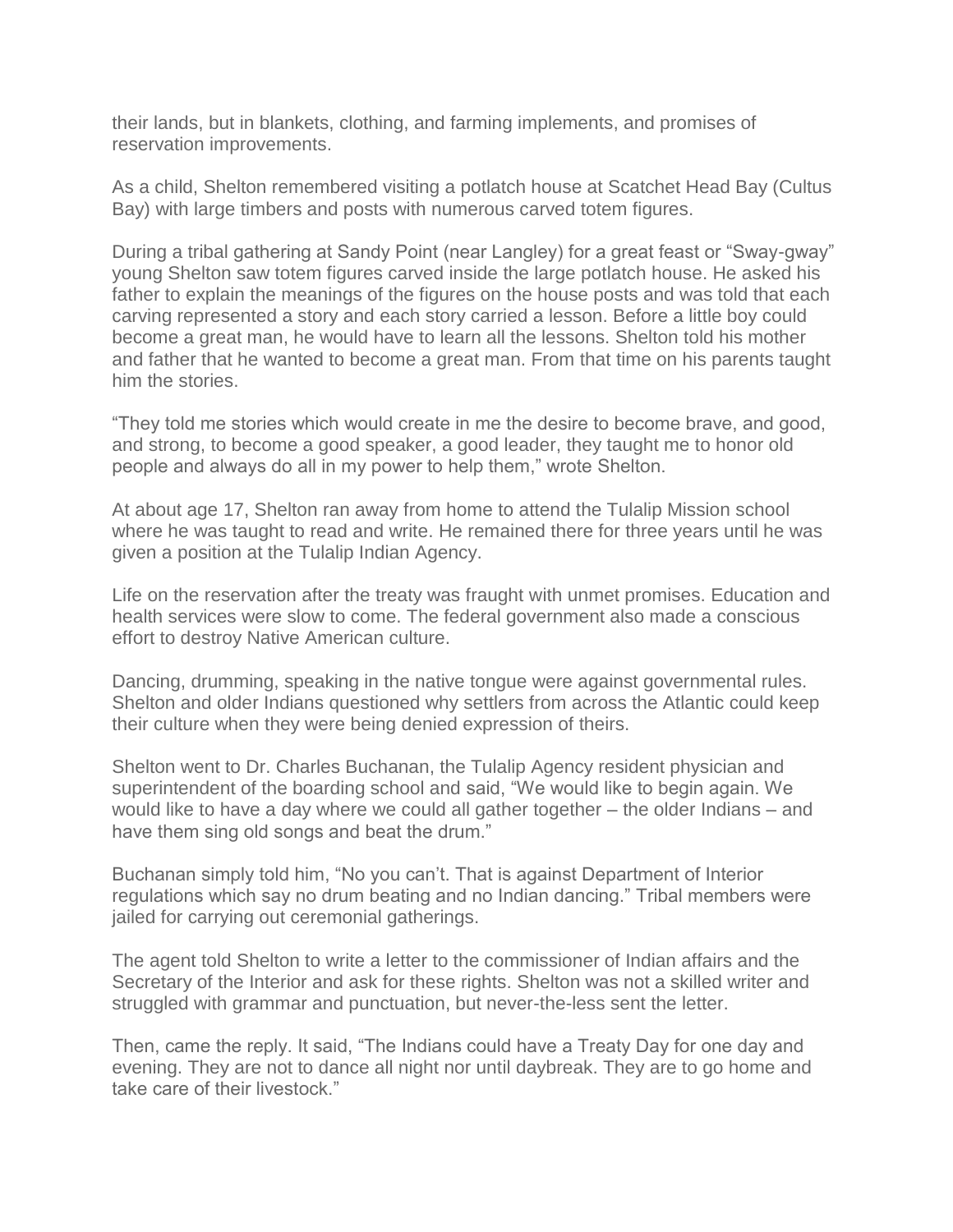their lands, but in blankets, clothing, and farming implements, and promises of reservation improvements.

As a child, Shelton remembered visiting a potlatch house at Scatchet Head Bay (Cultus Bay) with large timbers and posts with numerous carved totem figures.

During a tribal gathering at Sandy Point (near Langley) for a great feast or "Sway-gway" young Shelton saw totem figures carved inside the large potlatch house. He asked his father to explain the meanings of the figures on the house posts and was told that each carving represented a story and each story carried a lesson. Before a little boy could become a great man, he would have to learn all the lessons. Shelton told his mother and father that he wanted to become a great man. From that time on his parents taught him the stories.

"They told me stories which would create in me the desire to become brave, and good, and strong, to become a good speaker, a good leader, they taught me to honor old people and always do all in my power to help them," wrote Shelton.

At about age 17, Shelton ran away from home to attend the Tulalip Mission school where he was taught to read and write. He remained there for three years until he was given a position at the Tulalip Indian Agency.

Life on the reservation after the treaty was fraught with unmet promises. Education and health services were slow to come. The federal government also made a conscious effort to destroy Native American culture.

Dancing, drumming, speaking in the native tongue were against governmental rules. Shelton and older Indians questioned why settlers from across the Atlantic could keep their culture when they were being denied expression of theirs.

Shelton went to Dr. Charles Buchanan, the Tulalip Agency resident physician and superintendent of the boarding school and said, "We would like to begin again. We would like to have a day where we could all gather together – the older Indians – and have them sing old songs and beat the drum."

Buchanan simply told him, "No you can't. That is against Department of Interior regulations which say no drum beating and no Indian dancing." Tribal members were jailed for carrying out ceremonial gatherings.

The agent told Shelton to write a letter to the commissioner of Indian affairs and the Secretary of the Interior and ask for these rights. Shelton was not a skilled writer and struggled with grammar and punctuation, but never-the-less sent the letter.

Then, came the reply. It said, "The Indians could have a Treaty Day for one day and evening. They are not to dance all night nor until daybreak. They are to go home and take care of their livestock."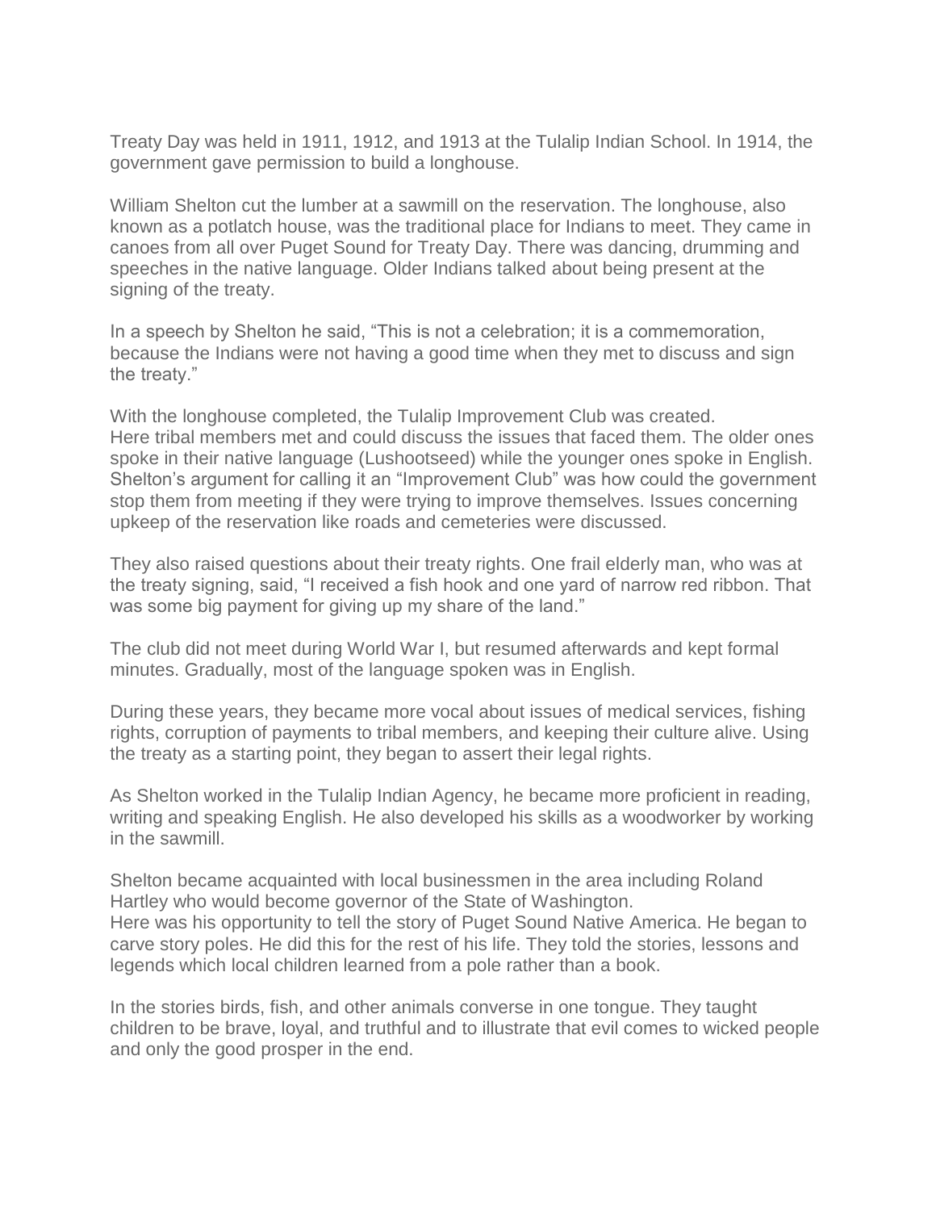Treaty Day was held in 1911, 1912, and 1913 at the Tulalip Indian School. In 1914, the government gave permission to build a longhouse.

William Shelton cut the lumber at a sawmill on the reservation. The longhouse, also known as a potlatch house, was the traditional place for Indians to meet. They came in canoes from all over Puget Sound for Treaty Day. There was dancing, drumming and speeches in the native language. Older Indians talked about being present at the signing of the treaty.

In a speech by Shelton he said, "This is not a celebration; it is a commemoration, because the Indians were not having a good time when they met to discuss and sign the treaty."

With the longhouse completed, the Tulalip Improvement Club was created. Here tribal members met and could discuss the issues that faced them. The older ones spoke in their native language (Lushootseed) while the younger ones spoke in English. Shelton's argument for calling it an "Improvement Club" was how could the government stop them from meeting if they were trying to improve themselves. Issues concerning upkeep of the reservation like roads and cemeteries were discussed.

They also raised questions about their treaty rights. One frail elderly man, who was at the treaty signing, said, "I received a fish hook and one yard of narrow red ribbon. That was some big payment for giving up my share of the land."

The club did not meet during World War I, but resumed afterwards and kept formal minutes. Gradually, most of the language spoken was in English.

During these years, they became more vocal about issues of medical services, fishing rights, corruption of payments to tribal members, and keeping their culture alive. Using the treaty as a starting point, they began to assert their legal rights.

As Shelton worked in the Tulalip Indian Agency, he became more proficient in reading, writing and speaking English. He also developed his skills as a woodworker by working in the sawmill.

Shelton became acquainted with local businessmen in the area including Roland Hartley who would become governor of the State of Washington. Here was his opportunity to tell the story of Puget Sound Native America. He began to carve story poles. He did this for the rest of his life. They told the stories, lessons and legends which local children learned from a pole rather than a book.

In the stories birds, fish, and other animals converse in one tongue. They taught children to be brave, loyal, and truthful and to illustrate that evil comes to wicked people and only the good prosper in the end.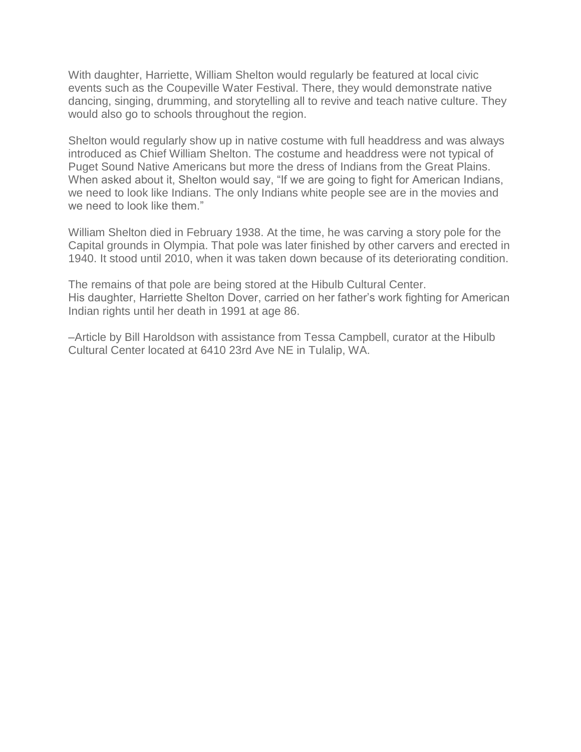With daughter, Harriette, William Shelton would regularly be featured at local civic events such as the Coupeville Water Festival. There, they would demonstrate native dancing, singing, drumming, and storytelling all to revive and teach native culture. They would also go to schools throughout the region.

Shelton would regularly show up in native costume with full headdress and was always introduced as Chief William Shelton. The costume and headdress were not typical of Puget Sound Native Americans but more the dress of Indians from the Great Plains. When asked about it, Shelton would say, “If we are going to fight for American Indians, we need to look like Indians. The only Indians white people see are in the movies and we need to look like them.”

William Shelton died in February 1938. At the time, he was carving a story pole for the Capital grounds in Olympia. That pole was later finished by other carvers and erected in 1940. It stood until 2010, when it was taken down because of its deteriorating condition.

The remains of that pole are being stored at the Hibulb Cultural Center.
His daughter, Harriette Shelton Dover, carried on her father’s work fighting for American Indian rights until her death in 1991 at age 86.

–Article by Bill Haroldson with assistance from Tessa Campbell, curator at the Hibulb Cultural Center located at 6410 23rd Ave NE in Tulalip, WA.